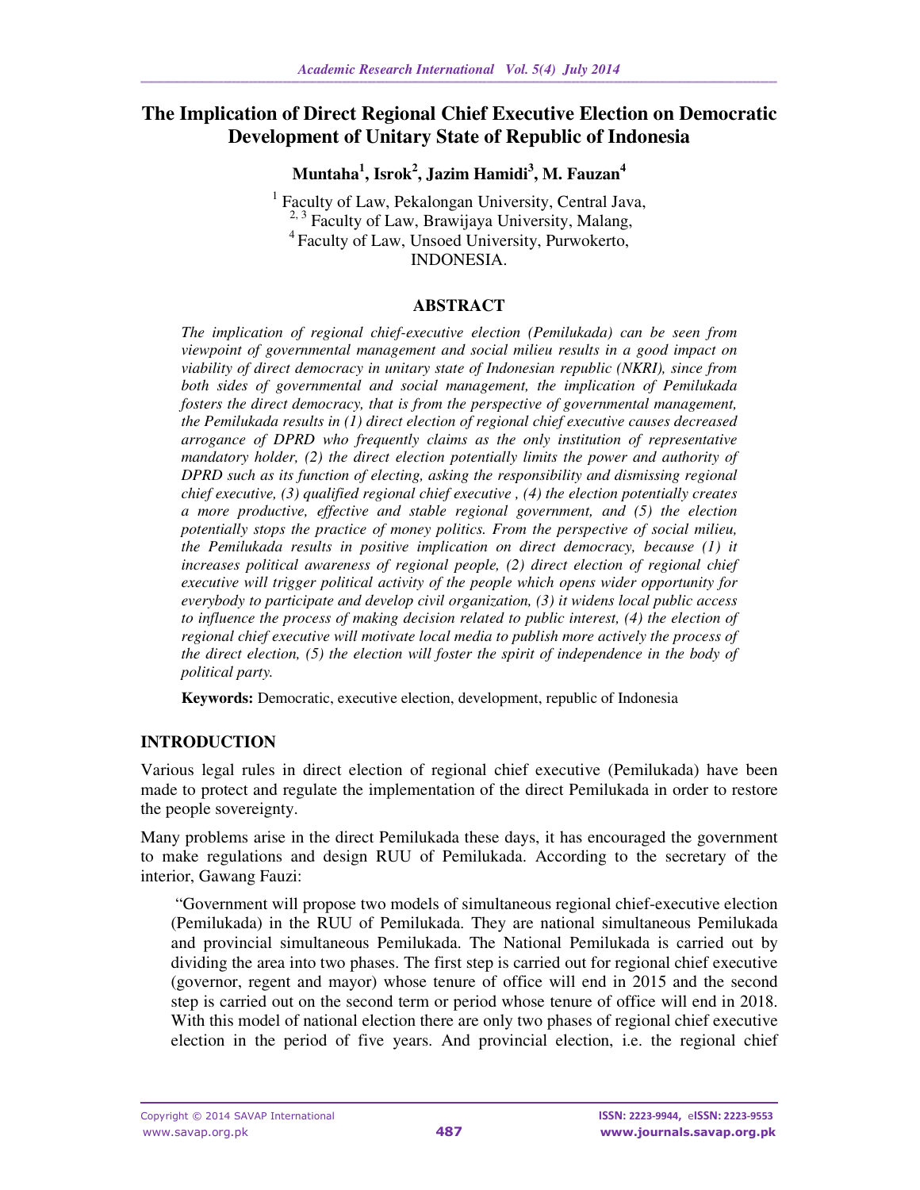# The Implication of Direct Regional Chief Executive Election on Democratic Development of Unitary State of Republic of Indonesia

**Muntaha[1], Isrok[2], Jazim Hamidi[3], M. Fauzan[4]**

[1] Faculty of Law, Pekalongan University, Central Java,
[2, 3] Faculty of Law, Brawijaya University, Malang,
[4] Faculty of Law, Unsoed University, Purwokerto,
INDONESIA.

## ABSTRACT

*The implication of regional chief-executive election (Pemilukada) can be seen from viewpoint of governmental management and social milieu results in a good impact on viability of direct democracy in unitary state of Indonesian republic (NKRI), since from both sides of governmental and social management, the implication of Pemilukada fosters the direct democracy, that is from the perspective of governmental management, the Pemilukada results in (1) direct election of regional chief executive causes decreased arrogance of DPRD who frequently claims as the only institution of representative mandatory holder, (2) the direct election potentially limits the power and authority of DPRD such as its function of electing, asking the responsibility and dismissing regional chief executive, (3) qualified regional chief executive , (4) the election potentially creates a more productive, effective and stable regional government, and (5) the election potentially stops the practice of money politics. From the perspective of social milieu, the Pemilukada results in positive implication on direct democracy, because (1) it increases political awareness of regional people, (2) direct election of regional chief executive will trigger political activity of the people which opens wider opportunity for everybody to participate and develop civil organization, (3) it widens local public access to influence the process of making decision related to public interest, (4) the election of regional chief executive will motivate local media to publish more actively the process of the direct election, (5) the election will foster the spirit of independence in the body of political party.*

**Keywords:** Democratic, executive election, development, republic of Indonesia

## INTRODUCTION

Various legal rules in direct election of regional chief executive (Pemilukada) have been made to protect and regulate the implementation of the direct Pemilukada in order to restore the people sovereignty.

Many problems arise in the direct Pemilukada these days, it has encouraged the government to make regulations and design RUU of Pemilukada. According to the secretary of the interior, Gawang Fauzi:

> "Government will propose two models of simultaneous regional chief-executive election (Pemilukada) in the RUU of Pemilukada. They are national simultaneous Pemilukada and provincial simultaneous Pemilukada. The National Pemilukada is carried out by dividing the area into two phases. The first step is carried out for regional chief executive (governor, regent and mayor) whose tenure of office will end in 2015 and the second step is carried out on the second term or period whose tenure of office will end in 2018. With this model of national election there are only two phases of regional chief executive election in the period of five years. And provincial election, i.e. the regional chief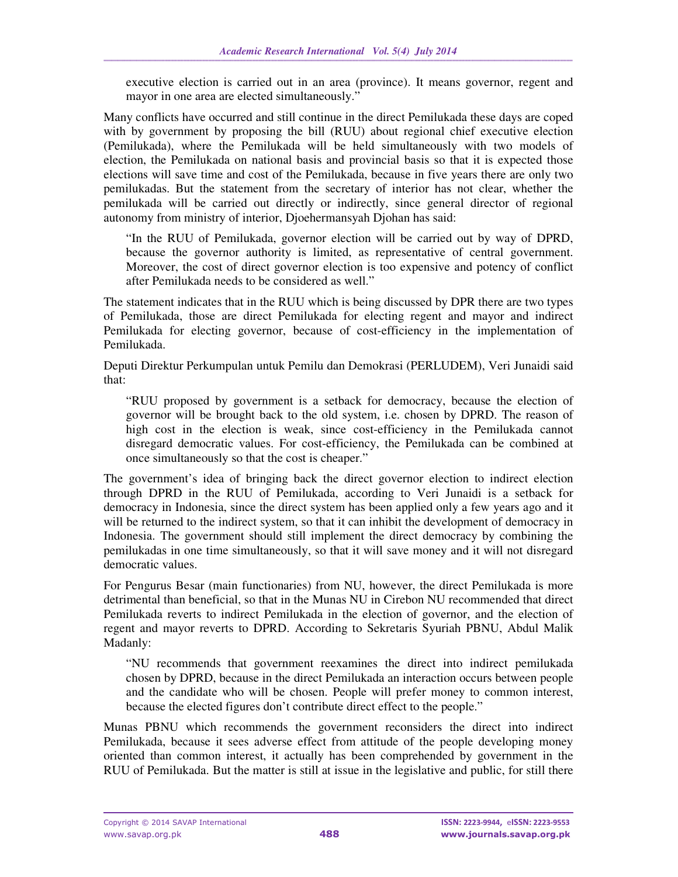executive election is carried out in an area (province). It means governor, regent and mayor in one area are elected simultaneously."

Many conflicts have occurred and still continue in the direct Pemilukada these days are coped with by government by proposing the bill (RUU) about regional chief executive election (Pemilukada), where the Pemilukada will be held simultaneously with two models of election, the Pemilukada on national basis and provincial basis so that it is expected those elections will save time and cost of the Pemilukada, because in five years there are only two pemilukadas. But the statement from the secretary of interior has not clear, whether the pemilukada will be carried out directly or indirectly, since general director of regional autonomy from ministry of interior, Djoehermansyah Djohan has said:

> "In the RUU of Pemilukada, governor election will be carried out by way of DPRD, because the governor authority is limited, as representative of central government. Moreover, the cost of direct governor election is too expensive and potency of conflict after Pemilukada needs to be considered as well."

The statement indicates that in the RUU which is being discussed by DPR there are two types of Pemilukada, those are direct Pemilukada for electing regent and mayor and indirect Pemilukada for electing governor, because of cost-efficiency in the implementation of Pemilukada.

Deputi Direktur Perkumpulan untuk Pemilu dan Demokrasi (PERLUDEM), Veri Junaidi said that:

> "RUU proposed by government is a setback for democracy, because the election of governor will be brought back to the old system, i.e. chosen by DPRD. The reason of high cost in the election is weak, since cost-efficiency in the Pemilukada cannot disregard democratic values. For cost-efficiency, the Pemilukada can be combined at once simultaneously so that the cost is cheaper."

The government's idea of bringing back the direct governor election to indirect election through DPRD in the RUU of Pemilukada, according to Veri Junaidi is a setback for democracy in Indonesia, since the direct system has been applied only a few years ago and it will be returned to the indirect system, so that it can inhibit the development of democracy in Indonesia. The government should still implement the direct democracy by combining the pemilukadas in one time simultaneously, so that it will save money and it will not disregard democratic values.

For Pengurus Besar (main functionaries) from NU, however, the direct Pemilukada is more detrimental than beneficial, so that in the Munas NU in Cirebon NU recommended that direct Pemilukada reverts to indirect Pemilukada in the election of governor, and the election of regent and mayor reverts to DPRD. According to Sekretaris Syuriah PBNU, Abdul Malik Madanly:

> "NU recommends that government reexamines the direct into indirect pemilukada chosen by DPRD, because in the direct Pemilukada an interaction occurs between people and the candidate who will be chosen. People will prefer money to common interest, because the elected figures don't contribute direct effect to the people."

Munas PBNU which recommends the government reconsiders the direct into indirect Pemilukada, because it sees adverse effect from attitude of the people developing money oriented than common interest, it actually has been comprehended by government in the RUU of Pemilukada. But the matter is still at issue in the legislative and public, for still there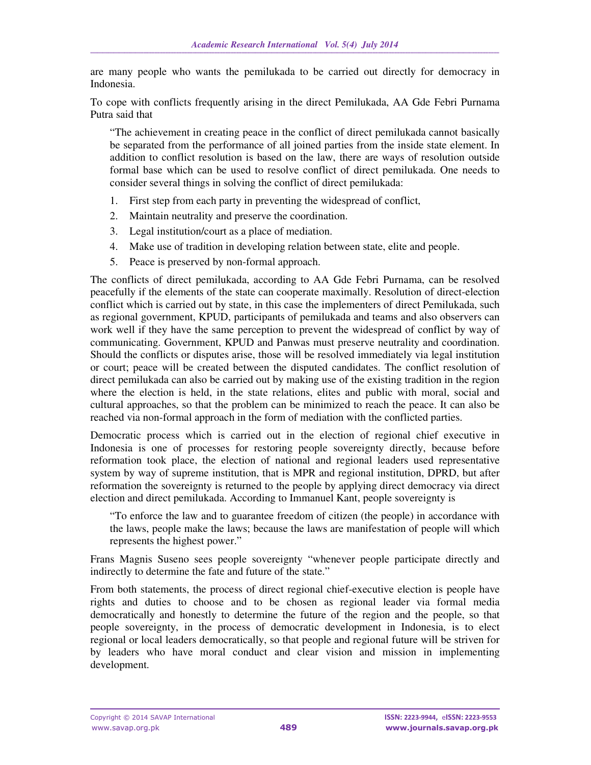are many people who wants the pemilukada to be carried out directly for democracy in Indonesia.

To cope with conflicts frequently arising in the direct Pemilukada, AA Gde Febri Purnama Putra said that

> "The achievement in creating peace in the conflict of direct pemilukada cannot basically be separated from the performance of all joined parties from the inside state element. In addition to conflict resolution is based on the law, there are ways of resolution outside formal base which can be used to resolve conflict of direct pemilukada. One needs to consider several things in solving the conflict of direct pemilukada:
>
> 1. First step from each party in preventing the widespread of conflict,
> 2. Maintain neutrality and preserve the coordination.
> 3. Legal institution/court as a place of mediation.
> 4. Make use of tradition in developing relation between state, elite and people.
> 5. Peace is preserved by non-formal approach.

The conflicts of direct pemilukada, according to AA Gde Febri Purnama, can be resolved peacefully if the elements of the state can cooperate maximally. Resolution of direct-election conflict which is carried out by state, in this case the implementers of direct Pemilukada, such as regional government, KPUD, participants of pemilukada and teams and also observers can work well if they have the same perception to prevent the widespread of conflict by way of communicating. Government, KPUD and Panwas must preserve neutrality and coordination. Should the conflicts or disputes arise, those will be resolved immediately via legal institution or court; peace will be created between the disputed candidates. The conflict resolution of direct pemilukada can also be carried out by making use of the existing tradition in the region where the election is held, in the state relations, elites and public with moral, social and cultural approaches, so that the problem can be minimized to reach the peace. It can also be reached via non-formal approach in the form of mediation with the conflicted parties.

Democratic process which is carried out in the election of regional chief executive in Indonesia is one of processes for restoring people sovereignty directly, because before reformation took place, the election of national and regional leaders used representative system by way of supreme institution, that is MPR and regional institution, DPRD, but after reformation the sovereignty is returned to the people by applying direct democracy via direct election and direct pemilukada. According to Immanuel Kant, people sovereignty is

> "To enforce the law and to guarantee freedom of citizen (the people) in accordance with the laws, people make the laws; because the laws are manifestation of people will which represents the highest power."

Frans Magnis Suseno sees people sovereignty "whenever people participate directly and indirectly to determine the fate and future of the state."

From both statements, the process of direct regional chief-executive election is people have rights and duties to choose and to be chosen as regional leader via formal media democratically and honestly to determine the future of the region and the people, so that people sovereignty, in the process of democratic development in Indonesia, is to elect regional or local leaders democratically, so that people and regional future will be striven for by leaders who have moral conduct and clear vision and mission in implementing development.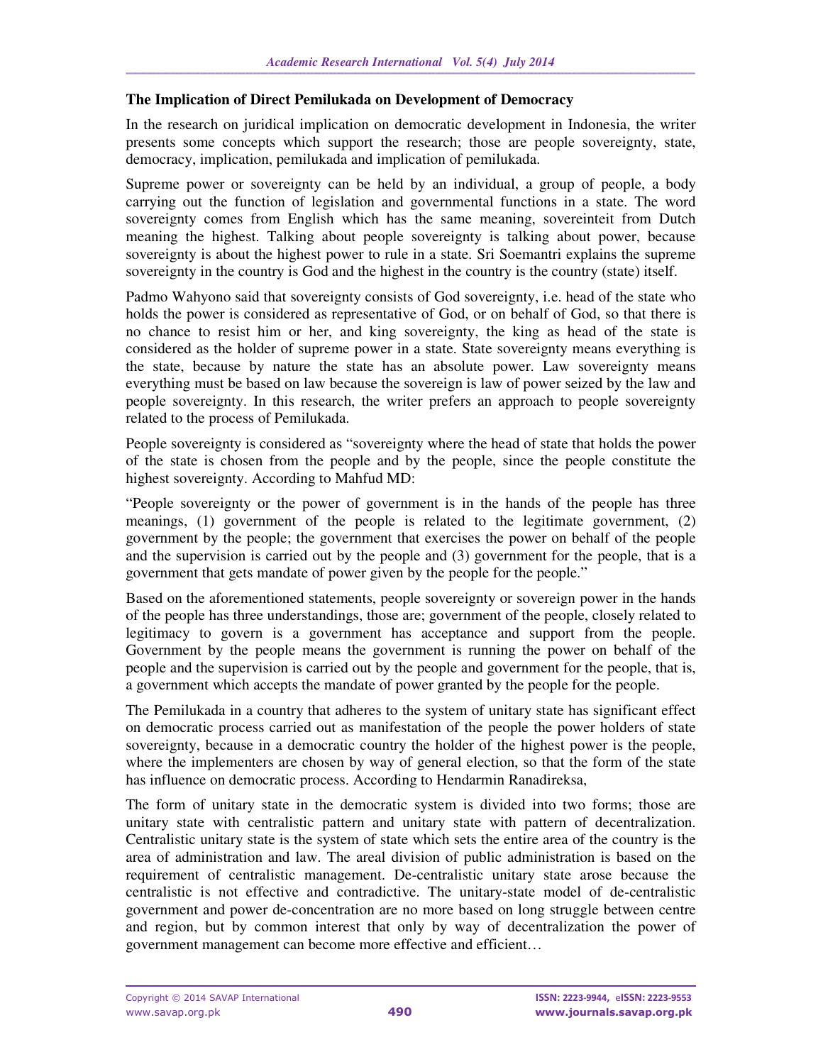**The Implication of Direct Pemilukada on Development of Democracy**

In the research on juridical implication on democratic development in Indonesia, the writer presents some concepts which support the research; those are people sovereignty, state, democracy, implication, pemilukada and implication of pemilukada.

Supreme power or sovereignty can be held by an individual, a group of people, a body carrying out the function of legislation and governmental functions in a state. The word sovereignty comes from English which has the same meaning, sovereinteit from Dutch meaning the highest. Talking about people sovereignty is talking about power, because sovereignty is about the highest power to rule in a state. Sri Soemantri explains the supreme sovereignty in the country is God and the highest in the country is the country (state) itself.

Padmo Wahyono said that sovereignty consists of God sovereignty, i.e. head of the state who holds the power is considered as representative of God, or on behalf of God, so that there is no chance to resist him or her, and king sovereignty, the king as head of the state is considered as the holder of supreme power in a state. State sovereignty means everything is the state, because by nature the state has an absolute power. Law sovereignty means everything must be based on law because the sovereign is law of power seized by the law and people sovereignty. In this research, the writer prefers an approach to people sovereignty related to the process of Pemilukada.

People sovereignty is considered as "sovereignty where the head of state that holds the power of the state is chosen from the people and by the people, since the people constitute the highest sovereignty. According to Mahfud MD:

"People sovereignty or the power of government is in the hands of the people has three meanings, (1) government of the people is related to the legitimate government, (2) government by the people; the government that exercises the power on behalf of the people and the supervision is carried out by the people and (3) government for the people, that is a government that gets mandate of power given by the people for the people."

Based on the aforementioned statements, people sovereignty or sovereign power in the hands of the people has three understandings, those are; government of the people, closely related to legitimacy to govern is a government has acceptance and support from the people. Government by the people means the government is running the power on behalf of the people and the supervision is carried out by the people and government for the people, that is, a government which accepts the mandate of power granted by the people for the people.

The Pemilukada in a country that adheres to the system of unitary state has significant effect on democratic process carried out as manifestation of the people the power holders of state sovereignty, because in a democratic country the holder of the highest power is the people, where the implementers are chosen by way of general election, so that the form of the state has influence on democratic process. According to Hendarmin Ranadireksa,

The form of unitary state in the democratic system is divided into two forms; those are unitary state with centralistic pattern and unitary state with pattern of decentralization. Centralistic unitary state is the system of state which sets the entire area of the country is the area of administration and law. The areal division of public administration is based on the requirement of centralistic management. De-centralistic unitary state arose because the centralistic is not effective and contradictive. The unitary-state model of de-centralistic government and power de-concentration are no more based on long struggle between centre and region, but by common interest that only by way of decentralization the power of government management can become more effective and efficient…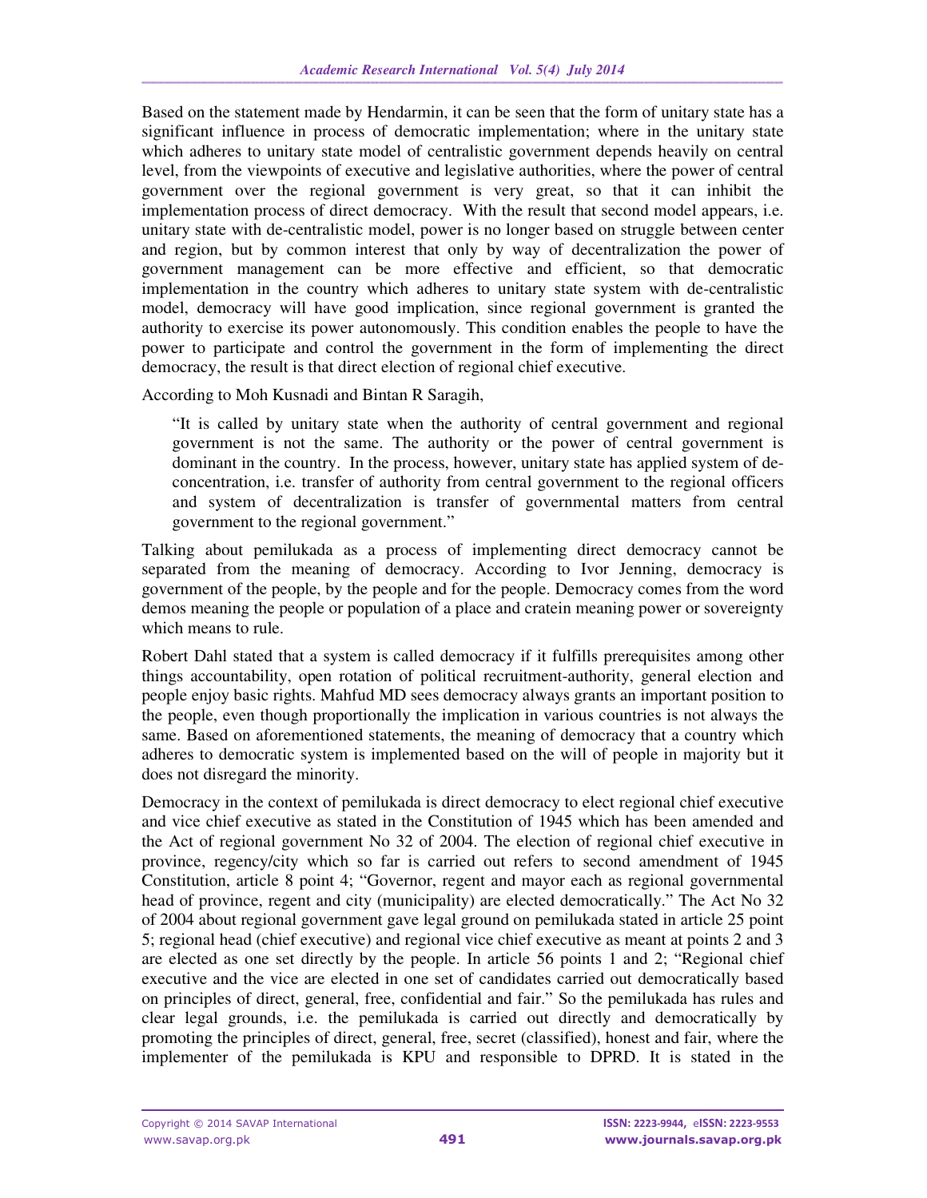Based on the statement made by Hendarmin, it can be seen that the form of unitary state has a significant influence in process of democratic implementation; where in the unitary state which adheres to unitary state model of centralistic government depends heavily on central level, from the viewpoints of executive and legislative authorities, where the power of central government over the regional government is very great, so that it can inhibit the implementation process of direct democracy. With the result that second model appears, i.e. unitary state with de-centralistic model, power is no longer based on struggle between center and region, but by common interest that only by way of decentralization the power of government management can be more effective and efficient, so that democratic implementation in the country which adheres to unitary state system with de-centralistic model, democracy will have good implication, since regional government is granted the authority to exercise its power autonomously. This condition enables the people to have the power to participate and control the government in the form of implementing the direct democracy, the result is that direct election of regional chief executive.

According to Moh Kusnadi and Bintan R Saragih,

> "It is called by unitary state when the authority of central government and regional government is not the same. The authority or the power of central government is dominant in the country. In the process, however, unitary state has applied system of de-concentration, i.e. transfer of authority from central government to the regional officers and system of decentralization is transfer of governmental matters from central government to the regional government."

Talking about pemilukada as a process of implementing direct democracy cannot be separated from the meaning of democracy. According to Ivor Jenning, democracy is government of the people, by the people and for the people. Democracy comes from the word demos meaning the people or population of a place and cratein meaning power or sovereignty which means to rule.

Robert Dahl stated that a system is called democracy if it fulfills prerequisites among other things accountability, open rotation of political recruitment-authority, general election and people enjoy basic rights. Mahfud MD sees democracy always grants an important position to the people, even though proportionally the implication in various countries is not always the same. Based on aforementioned statements, the meaning of democracy that a country which adheres to democratic system is implemented based on the will of people in majority but it does not disregard the minority.

Democracy in the context of pemilukada is direct democracy to elect regional chief executive and vice chief executive as stated in the Constitution of 1945 which has been amended and the Act of regional government No 32 of 2004. The election of regional chief executive in province, regency/city which so far is carried out refers to second amendment of 1945 Constitution, article 8 point 4; "Governor, regent and mayor each as regional governmental head of province, regent and city (municipality) are elected democratically." The Act No 32 of 2004 about regional government gave legal ground on pemilukada stated in article 25 point 5; regional head (chief executive) and regional vice chief executive as meant at points 2 and 3 are elected as one set directly by the people. In article 56 points 1 and 2; "Regional chief executive and the vice are elected in one set of candidates carried out democratically based on principles of direct, general, free, confidential and fair." So the pemilukada has rules and clear legal grounds, i.e. the pemilukada is carried out directly and democratically by promoting the principles of direct, general, free, secret (classified), honest and fair, where the implementer of the pemilukada is KPU and responsible to DPRD. It is stated in the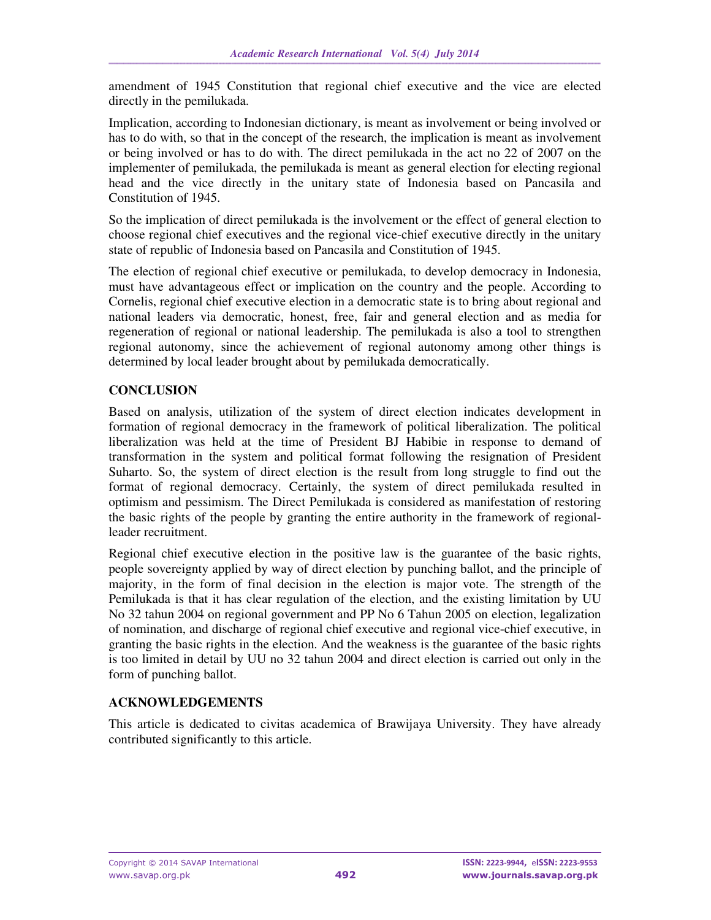amendment of 1945 Constitution that regional chief executive and the vice are elected directly in the pemilukada.

Implication, according to Indonesian dictionary, is meant as involvement or being involved or has to do with, so that in the concept of the research, the implication is meant as involvement or being involved or has to do with. The direct pemilukada in the act no 22 of 2007 on the implementer of pemilukada, the pemilukada is meant as general election for electing regional head and the vice directly in the unitary state of Indonesia based on Pancasila and Constitution of 1945.

So the implication of direct pemilukada is the involvement or the effect of general election to choose regional chief executives and the regional vice-chief executive directly in the unitary state of republic of Indonesia based on Pancasila and Constitution of 1945.

The election of regional chief executive or pemilukada, to develop democracy in Indonesia, must have advantageous effect or implication on the country and the people. According to Cornelis, regional chief executive election in a democratic state is to bring about regional and national leaders via democratic, honest, free, fair and general election and as media for regeneration of regional or national leadership. The pemilukada is also a tool to strengthen regional autonomy, since the achievement of regional autonomy among other things is determined by local leader brought about by pemilukada democratically.

## CONCLUSION

Based on analysis, utilization of the system of direct election indicates development in formation of regional democracy in the framework of political liberalization. The political liberalization was held at the time of President BJ Habibie in response to demand of transformation in the system and political format following the resignation of President Suharto. So, the system of direct election is the result from long struggle to find out the format of regional democracy. Certainly, the system of direct pemilukada resulted in optimism and pessimism. The Direct Pemilukada is considered as manifestation of restoring the basic rights of the people by granting the entire authority in the framework of regional-leader recruitment.

Regional chief executive election in the positive law is the guarantee of the basic rights, people sovereignty applied by way of direct election by punching ballot, and the principle of majority, in the form of final decision in the election is major vote. The strength of the Pemilukada is that it has clear regulation of the election, and the existing limitation by UU No 32 tahun 2004 on regional government and PP No 6 Tahun 2005 on election, legalization of nomination, and discharge of regional chief executive and regional vice-chief executive, in granting the basic rights in the election. And the weakness is the guarantee of the basic rights is too limited in detail by UU no 32 tahun 2004 and direct election is carried out only in the form of punching ballot.

## ACKNOWLEDGEMENTS

This article is dedicated to civitas academica of Brawijaya University. They have already contributed significantly to this article.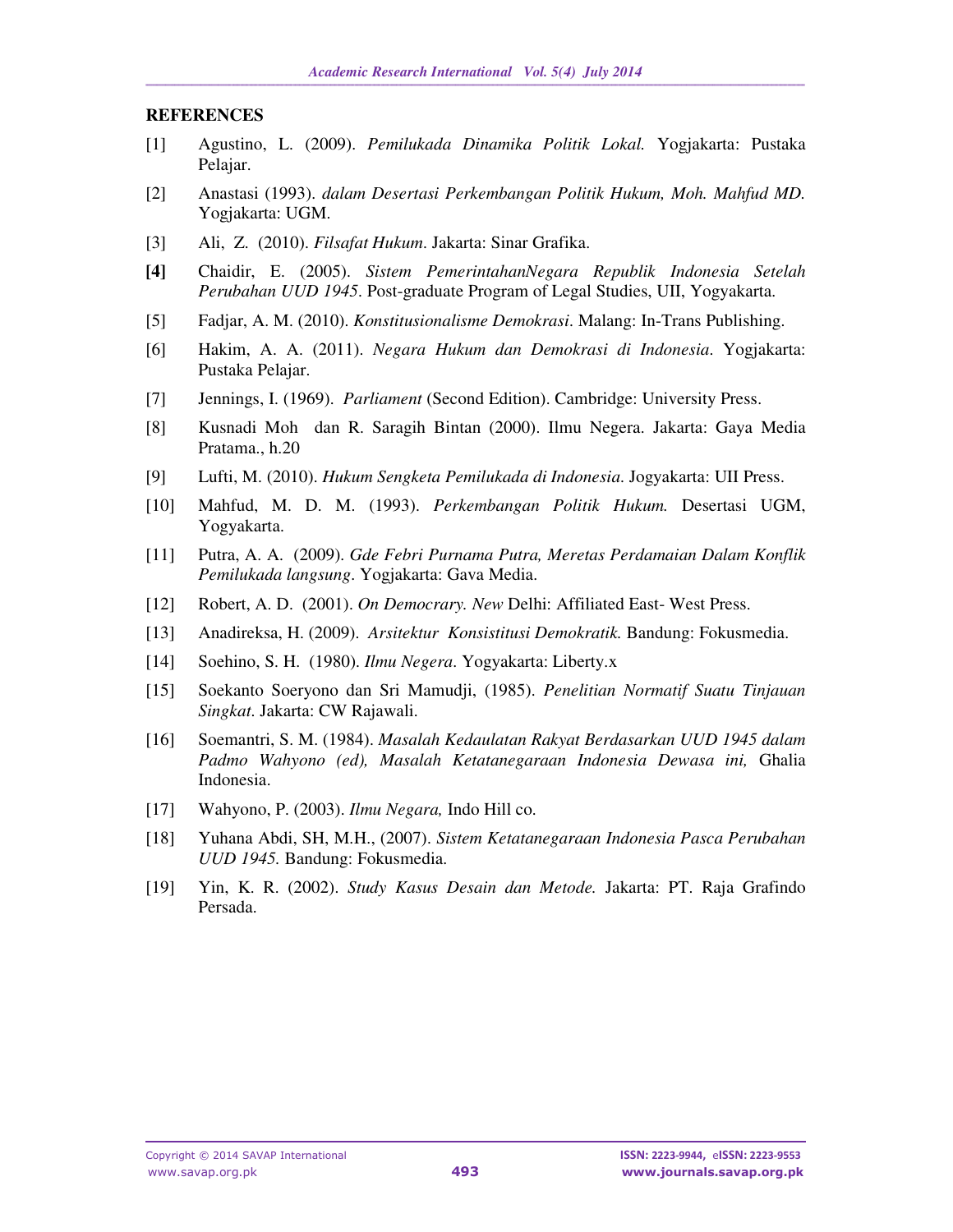## REFERENCES

[1] Agustino, L. (2009). *Pemilukada Dinamika Politik Lokal.* Yogjakarta: Pustaka Pelajar.

[2] Anastasi (1993). *dalam Desertasi Perkembangan Politik Hukum, Moh. Mahfud MD.* Yogjakarta: UGM.

[3] Ali, Z. (2010). *Filsafat Hukum*. Jakarta: Sinar Grafika.

**[4]** Chaidir, E. (2005). *Sistem PemerintahanNegara Republik Indonesia Setelah Perubahan UUD 1945*. Post-graduate Program of Legal Studies, UII, Yogyakarta.

[5] Fadjar, A. M. (2010). *Konstitusionalisme Demokrasi*. Malang: In-Trans Publishing.

[6] Hakim, A. A. (2011). *Negara Hukum dan Demokrasi di Indonesia*. Yogjakarta: Pustaka Pelajar.

[7] Jennings, I. (1969). *Parliament* (Second Edition). Cambridge: University Press.

[8] Kusnadi Moh dan R. Saragih Bintan (2000). Ilmu Negera. Jakarta: Gaya Media Pratama., h.20

[9] Lufti, M. (2010). *Hukum Sengketa Pemilukada di Indonesia*. Jogyakarta: UII Press.

[10] Mahfud, M. D. M. (1993). *Perkembangan Politik Hukum.* Desertasi UGM, Yogyakarta.

[11] Putra, A. A. (2009). *Gde Febri Purnama Putra, Meretas Perdamaian Dalam Konflik Pemilukada langsung*. Yogjakarta: Gava Media.

[12] Robert, A. D. (2001). *On Democrary. New* Delhi: Affiliated East- West Press.

[13] Anadireksa, H. (2009). *Arsitektur Konsistitusi Demokratik.* Bandung: Fokusmedia.

[14] Soehino, S. H. (1980). *Ilmu Negera*. Yogyakarta: Liberty.x

[15] Soekanto Soeryono dan Sri Mamudji, (1985). *Penelitian Normatif Suatu Tinjauan Singkat*. Jakarta: CW Rajawali.

[16] Soemantri, S. M. (1984). *Masalah Kedaulatan Rakyat Berdasarkan UUD 1945 dalam Padmo Wahyono (ed), Masalah Ketatanegaraan Indonesia Dewasa ini,* Ghalia Indonesia.

[17] Wahyono, P. (2003). *Ilmu Negara,* Indo Hill co.

[18] Yuhana Abdi, SH, M.H., (2007). *Sistem Ketatanegaraan Indonesia Pasca Perubahan UUD 1945.* Bandung: Fokusmedia.

[19] Yin, K. R. (2002). *Study Kasus Desain dan Metode.* Jakarta: PT. Raja Grafindo Persada.